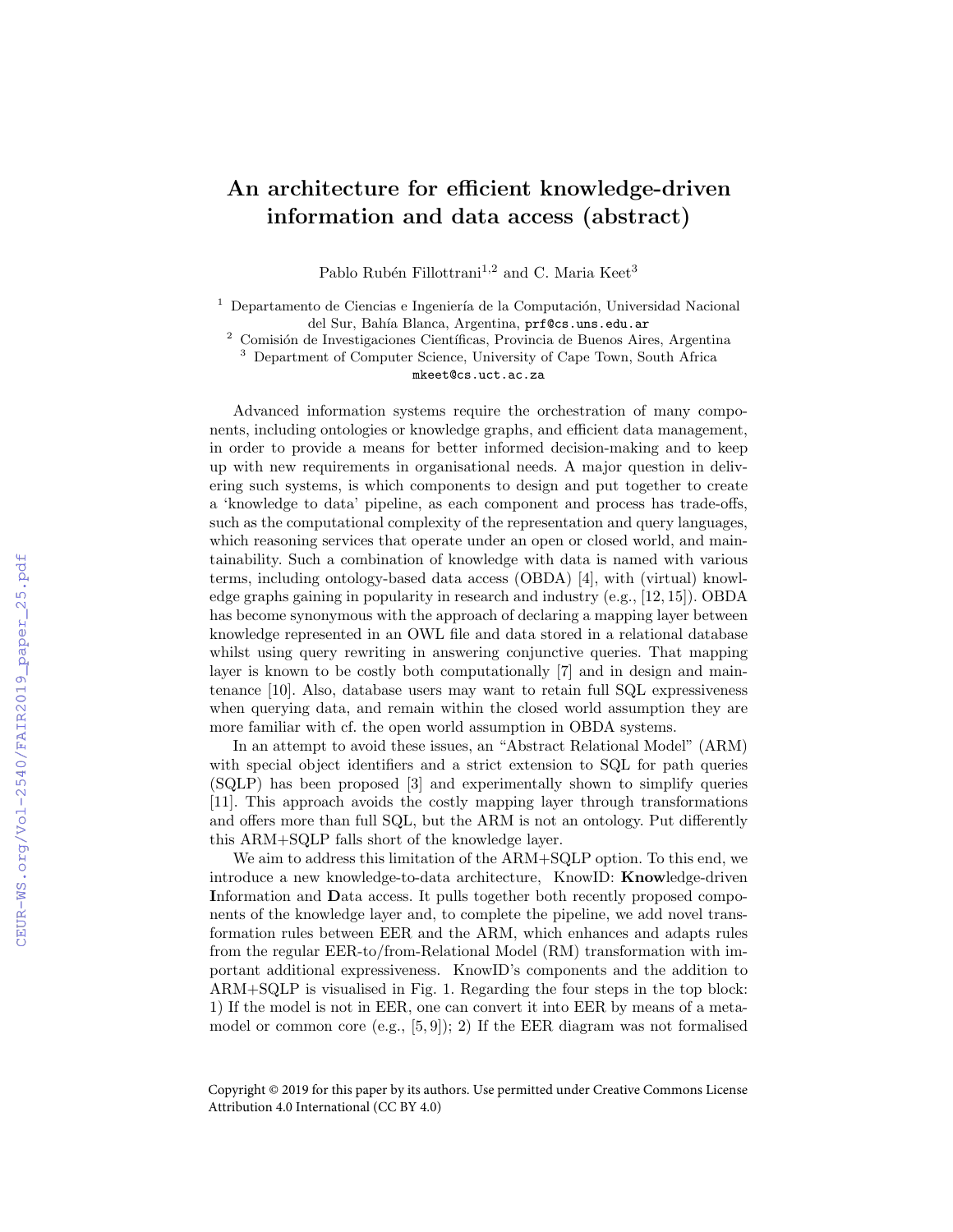# An architecture for efficient knowledge-driven information and data access (abstract)

Pablo Rubén Fillottrani[1,2] and C. Maria Keet[3]

[1] Departamento de Ciencias e Ingeniería de la Computación, Universidad Nacional del Sur, Bahía Blanca, Argentina, prf@cs.uns.edu.ar

[2] Comisión de Investigaciones Científicas, Provincia de Buenos Aires, Argentina

[3] Department of Computer Science, University of Cape Town, South Africa mkeet@cs.uct.ac.za

Advanced information systems require the orchestration of many components, including ontologies or knowledge graphs, and efficient data management, in order to provide a means for better informed decision-making and to keep up with new requirements in organisational needs. A major question in delivering such systems, is which components to design and put together to create a 'knowledge to data' pipeline, as each component and process has trade-offs, such as the computational complexity of the representation and query languages, which reasoning services that operate under an open or closed world, and maintainability. Such a combination of knowledge with data is named with various terms, including ontology-based data access (OBDA) [4], with (virtual) knowledge graphs gaining in popularity in research and industry (e.g., [12, 15]). OBDA has become synonymous with the approach of declaring a mapping layer between knowledge represented in an OWL file and data stored in a relational database whilst using query rewriting in answering conjunctive queries. That mapping layer is known to be costly both computationally [7] and in design and maintenance [10]. Also, database users may want to retain full SQL expressiveness when querying data, and remain within the closed world assumption they are more familiar with cf. the open world assumption in OBDA systems.

In an attempt to avoid these issues, an "Abstract Relational Model" (ARM) with special object identifiers and a strict extension to SQL for path queries (SQLP) has been proposed [3] and experimentally shown to simplify queries [11]. This approach avoids the costly mapping layer through transformations and offers more than full SQL, but the ARM is not an ontology. Put differently this ARM+SQLP falls short of the knowledge layer.

We aim to address this limitation of the ARM+SQLP option. To this end, we introduce a new knowledge-to-data architecture, KnowID: **Know**ledge-driven **I**nformation and **D**ata access. It pulls together both recently proposed components of the knowledge layer and, to complete the pipeline, we add novel transformation rules between EER and the ARM, which enhances and adapts rules from the regular EER-to/from-Relational Model (RM) transformation with important additional expressiveness. KnowID's components and the addition to ARM+SQLP is visualised in Fig. 1. Regarding the four steps in the top block: 1) If the model is not in EER, one can convert it into EER by means of a metamodel or common core (e.g., [5, 9]); 2) If the EER diagram was not formalised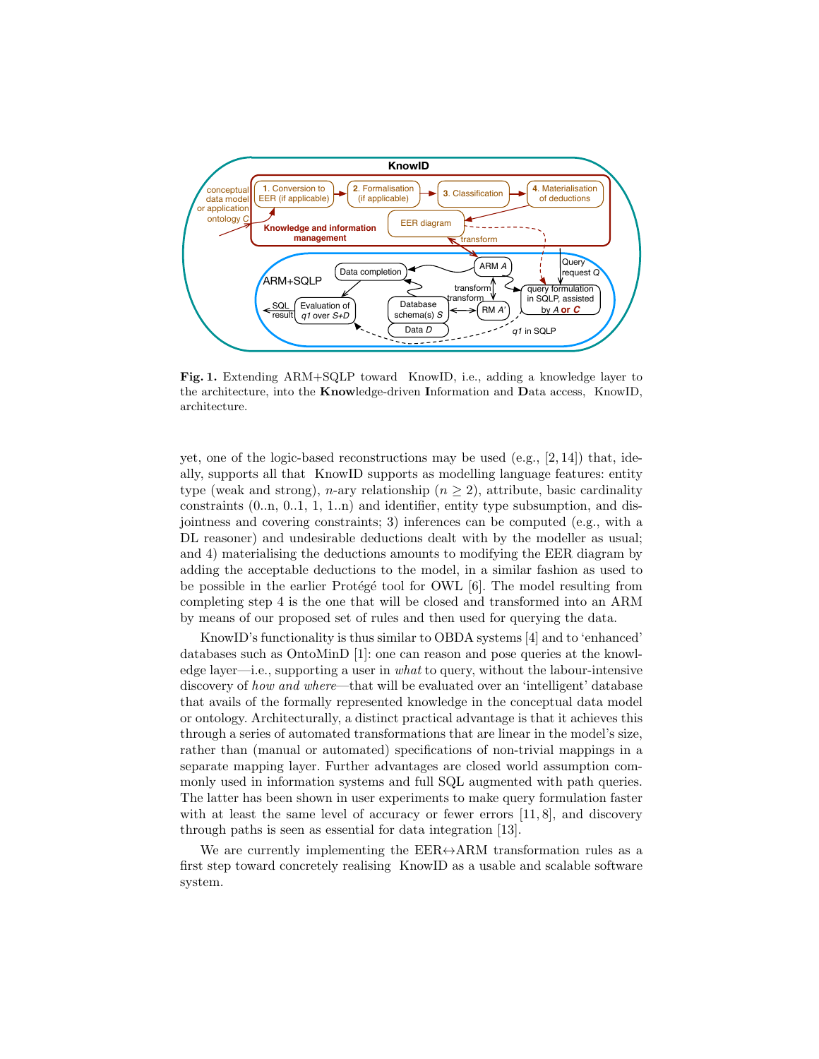**Fig. 1.** Extending ARM+SQLP toward KnowID, i.e., adding a knowledge layer to the architecture, into the **Know**ledge-driven **I**nformation and **D**ata access, KnowID, architecture.

yet, one of the logic-based reconstructions may be used (e.g., [2, 14]) that, ideally, supports all that KnowID supports as modelling language features: entity type (weak and strong), $n$-ary relationship ($n \geq 2$), attribute, basic cardinality constraints (0..n, 0..1, 1, 1..n) and identifier, entity type subsumption, and disjointness and covering constraints; 3) inferences can be computed (e.g., with a DL reasoner) and undesirable deductions dealt with by the modeller as usual; and 4) materialising the deductions amounts to modifying the EER diagram by adding the acceptable deductions to the model, in a similar fashion as used to be possible in the earlier Protégé tool for OWL [6]. The model resulting from completing step 4 is the one that will be closed and transformed into an ARM by means of our proposed set of rules and then used for querying the data.

KnowID's functionality is thus similar to OBDA systems [4] and to 'enhanced' databases such as OntoMinD [1]: one can reason and pose queries at the knowledge layer—i.e., supporting a user in *what* to query, without the labour-intensive discovery of *how and where*—that will be evaluated over an 'intelligent' database that avails of the formally represented knowledge in the conceptual data model or ontology. Architecturally, a distinct practical advantage is that it achieves this through a series of automated transformations that are linear in the model's size, rather than (manual or automated) specifications of non-trivial mappings in a separate mapping layer. Further advantages are closed world assumption commonly used in information systems and full SQL augmented with path queries. The latter has been shown in user experiments to make query formulation faster with at least the same level of accuracy or fewer errors [11, 8], and discovery through paths is seen as essential for data integration [13].

We are currently implementing the EER↔ARM transformation rules as a first step toward concretely realising KnowID as a usable and scalable software system.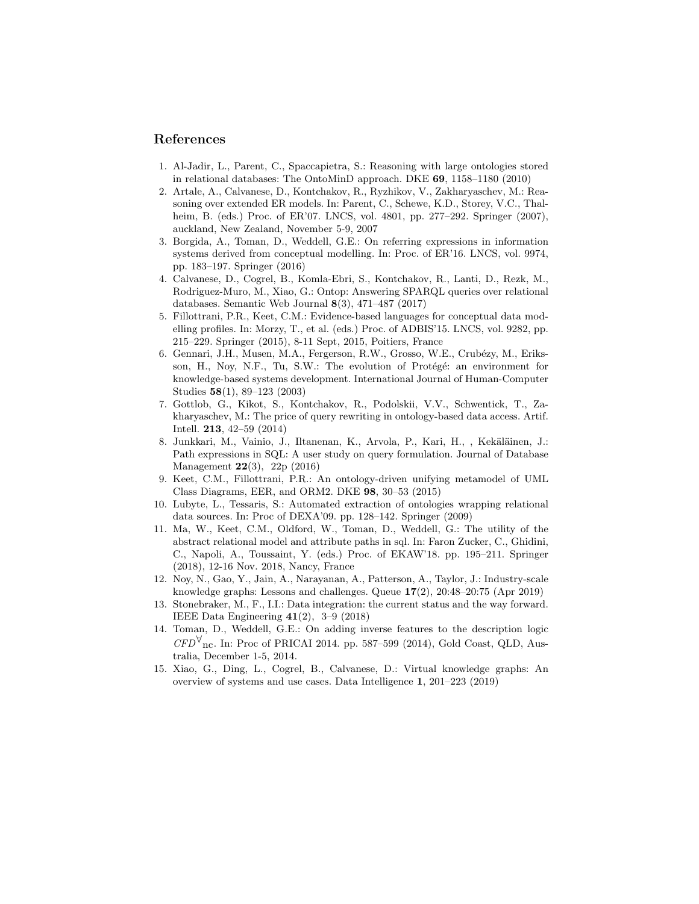## References

1. Al-Jadir, L., Parent, C., Spaccapietra, S.: Reasoning with large ontologies stored in relational databases: The OntoMinD approach. DKE **69**, 1158–1180 (2010)
2. Artale, A., Calvanese, D., Kontchakov, R., Ryzhikov, V., Zakharyaschev, M.: Reasoning over extended ER models. In: Parent, C., Schewe, K.D., Storey, V.C., Thalheim, B. (eds.) Proc. of ER'07. LNCS, vol. 4801, pp. 277–292. Springer (2007), auckland, New Zealand, November 5-9, 2007
3. Borgida, A., Toman, D., Weddell, G.E.: On referring expressions in information systems derived from conceptual modelling. In: Proc. of ER'16. LNCS, vol. 9974, pp. 183–197. Springer (2016)
4. Calvanese, D., Cogrel, B., Komla-Ebri, S., Kontchakov, R., Lanti, D., Rezk, M., Rodriguez-Muro, M., Xiao, G.: Ontop: Answering SPARQL queries over relational databases. Semantic Web Journal **8**(3), 471–487 (2017)
5. Fillottrani, P.R., Keet, C.M.: Evidence-based languages for conceptual data modelling profiles. In: Morzy, T., et al. (eds.) Proc. of ADBIS'15. LNCS, vol. 9282, pp. 215–229. Springer (2015), 8-11 Sept, 2015, Poitiers, France
6. Gennari, J.H., Musen, M.A., Fergerson, R.W., Grosso, W.E., Crubézy, M., Eriksson, H., Noy, N.F., Tu, S.W.: The evolution of Protégé: an environment for knowledge-based systems development. International Journal of Human-Computer Studies **58**(1), 89–123 (2003)
7. Gottlob, G., Kikot, S., Kontchakov, R., Podolskii, V.V., Schwentick, T., Zakharyaschev, M.: The price of query rewriting in ontology-based data access. Artif. Intell. **213**, 42–59 (2014)
8. Junkkari, M., Vainio, J., Iltanenan, K., Arvola, P., Kari, H., , Kekäläinen, J.: Path expressions in SQL: A user study on query formulation. Journal of Database Management **22**(3), 22p (2016)
9. Keet, C.M., Fillottrani, P.R.: An ontology-driven unifying metamodel of UML Class Diagrams, EER, and ORM2. DKE **98**, 30–53 (2015)
10. Lubyte, L., Tessaris, S.: Automated extraction of ontologies wrapping relational data sources. In: Proc of DEXA'09. pp. 128–142. Springer (2009)
11. Ma, W., Keet, C.M., Oldford, W., Toman, D., Weddell, G.: The utility of the abstract relational model and attribute paths in sql. In: Faron Zucker, C., Ghidini, C., Napoli, A., Toussaint, Y. (eds.) Proc. of EKAW'18. pp. 195–211. Springer (2018), 12-16 Nov. 2018, Nancy, France
12. Noy, N., Gao, Y., Jain, A., Narayanan, A., Patterson, A., Taylor, J.: Industry-scale knowledge graphs: Lessons and challenges. Queue **17**(2), 20:48–20:75 (Apr 2019)
13. Stonebraker, M., F., I.I.: Data integration: the current status and the way forward. IEEE Data Engineering **41**(2), 3–9 (2018)
14. Toman, D., Weddell, G.E.: On adding inverse features to the description logic $\mathit{CFD}^{\forall}{}_{\mathrm{nc}}$. In: Proc of PRICAI 2014. pp. 587–599 (2014), Gold Coast, QLD, Australia, December 1-5, 2014.
15. Xiao, G., Ding, L., Cogrel, B., Calvanese, D.: Virtual knowledge graphs: An overview of systems and use cases. Data Intelligence **1**, 201–223 (2019)